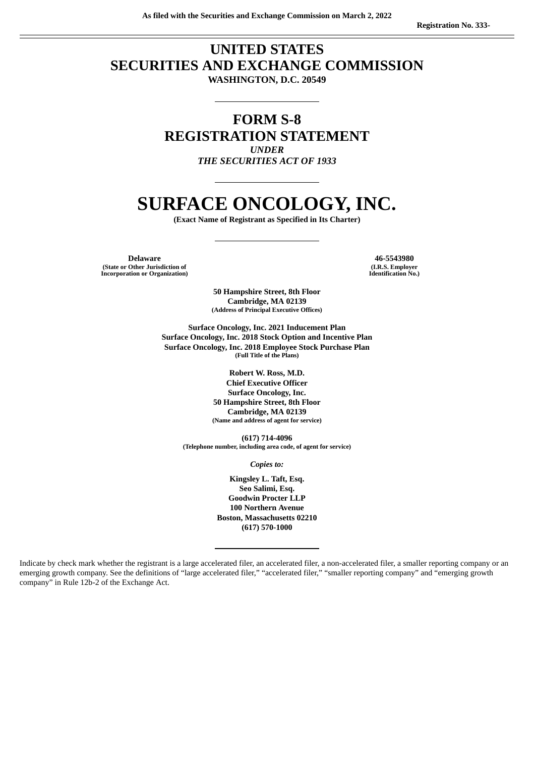As filed with the Securities and Exchange Commission on March 2, 2022

Registration No. 333-

# UNITED STATES
# SECURITIES AND EXCHANGE COMMISSION
**WASHINGTON, D.C. 20549**

---

# FORM S-8
# REGISTRATION STATEMENT
***UNDER***
***THE SECURITIES ACT OF 1933***

---

# SURFACE ONCOLOGY, INC.
**(Exact Name of Registrant as Specified in Its Charter)**

---

| **Delaware** | **46-5543980** |
|---|---|
| **(State or Other Jurisdiction of Incorporation or Organization)** | **(I.R.S. Employer Identification No.)** |

**50 Hampshire Street, 8th Floor**
**Cambridge, MA 02139**
**(Address of Principal Executive Offices)**

**Surface Oncology, Inc. 2021 Inducement Plan**
**Surface Oncology, Inc. 2018 Stock Option and Incentive Plan**
**Surface Oncology, Inc. 2018 Employee Stock Purchase Plan**
**(Full Title of the Plans)**

**Robert W. Ross, M.D.**
**Chief Executive Officer**
**Surface Oncology, Inc.**
**50 Hampshire Street, 8th Floor**
**Cambridge, MA 02139**
**(Name and address of agent for service)**

**(617) 714-4096**
**(Telephone number, including area code, of agent for service)**

***Copies to:***

**Kingsley L. Taft, Esq.**
**Seo Salimi, Esq.**
**Goodwin Procter LLP**
**100 Northern Avenue**
**Boston, Massachusetts 02210**
**(617) 570-1000**

---

Indicate by check mark whether the registrant is a large accelerated filer, an accelerated filer, a non-accelerated filer, a smaller reporting company or an emerging growth company. See the definitions of "large accelerated filer," "accelerated filer," "smaller reporting company" and "emerging growth company" in Rule 12b-2 of the Exchange Act.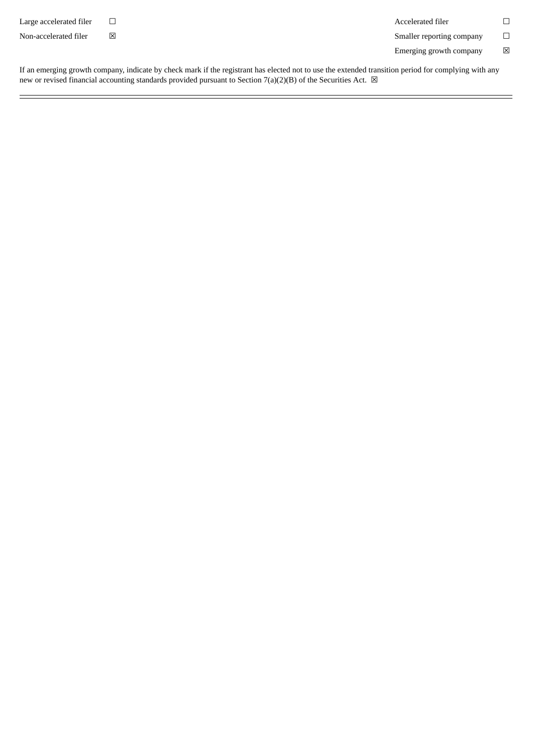| | | | |
|---|---|---|---|
| Large accelerated filer | ☐ | Accelerated filer | ☐ |
| Non-accelerated filer | ☒ | Smaller reporting company | ☐ |
| | | Emerging growth company | ☒ |

If an emerging growth company, indicate by check mark if the registrant has elected not to use the extended transition period for complying with any new or revised financial accounting standards provided pursuant to Section 7(a)(2)(B) of the Securities Act. ☒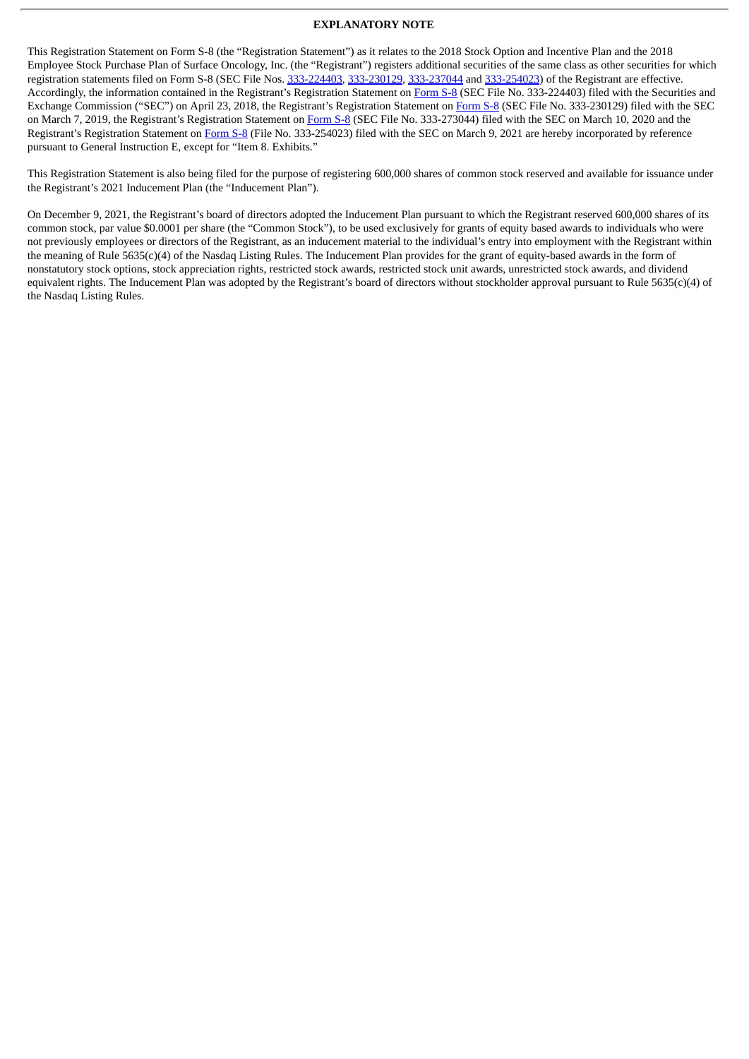**EXPLANATORY NOTE**

This Registration Statement on Form S-8 (the "Registration Statement") as it relates to the 2018 Stock Option and Incentive Plan and the 2018 Employee Stock Purchase Plan of Surface Oncology, Inc. (the "Registrant") registers additional securities of the same class as other securities for which registration statements filed on Form S-8 (SEC File Nos. 333-224403, 333-230129, 333-237044 and 333-254023) of the Registrant are effective. Accordingly, the information contained in the Registrant's Registration Statement on Form S-8 (SEC File No. 333-224403) filed with the Securities and Exchange Commission ("SEC") on April 23, 2018, the Registrant's Registration Statement on Form S-8 (SEC File No. 333-230129) filed with the SEC on March 7, 2019, the Registrant's Registration Statement on Form S-8 (SEC File No. 333-273044) filed with the SEC on March 10, 2020 and the Registrant's Registration Statement on Form S-8 (File No. 333-254023) filed with the SEC on March 9, 2021 are hereby incorporated by reference pursuant to General Instruction E, except for "Item 8. Exhibits."

This Registration Statement is also being filed for the purpose of registering 600,000 shares of common stock reserved and available for issuance under the Registrant's 2021 Inducement Plan (the "Inducement Plan").

On December 9, 2021, the Registrant's board of directors adopted the Inducement Plan pursuant to which the Registrant reserved 600,000 shares of its common stock, par value $0.0001 per share (the "Common Stock"), to be used exclusively for grants of equity based awards to individuals who were not previously employees or directors of the Registrant, as an inducement material to the individual's entry into employment with the Registrant within the meaning of Rule 5635(c)(4) of the Nasdaq Listing Rules. The Inducement Plan provides for the grant of equity-based awards in the form of nonstatutory stock options, stock appreciation rights, restricted stock awards, restricted stock unit awards, unrestricted stock awards, and dividend equivalent rights. The Inducement Plan was adopted by the Registrant's board of directors without stockholder approval pursuant to Rule 5635(c)(4) of the Nasdaq Listing Rules.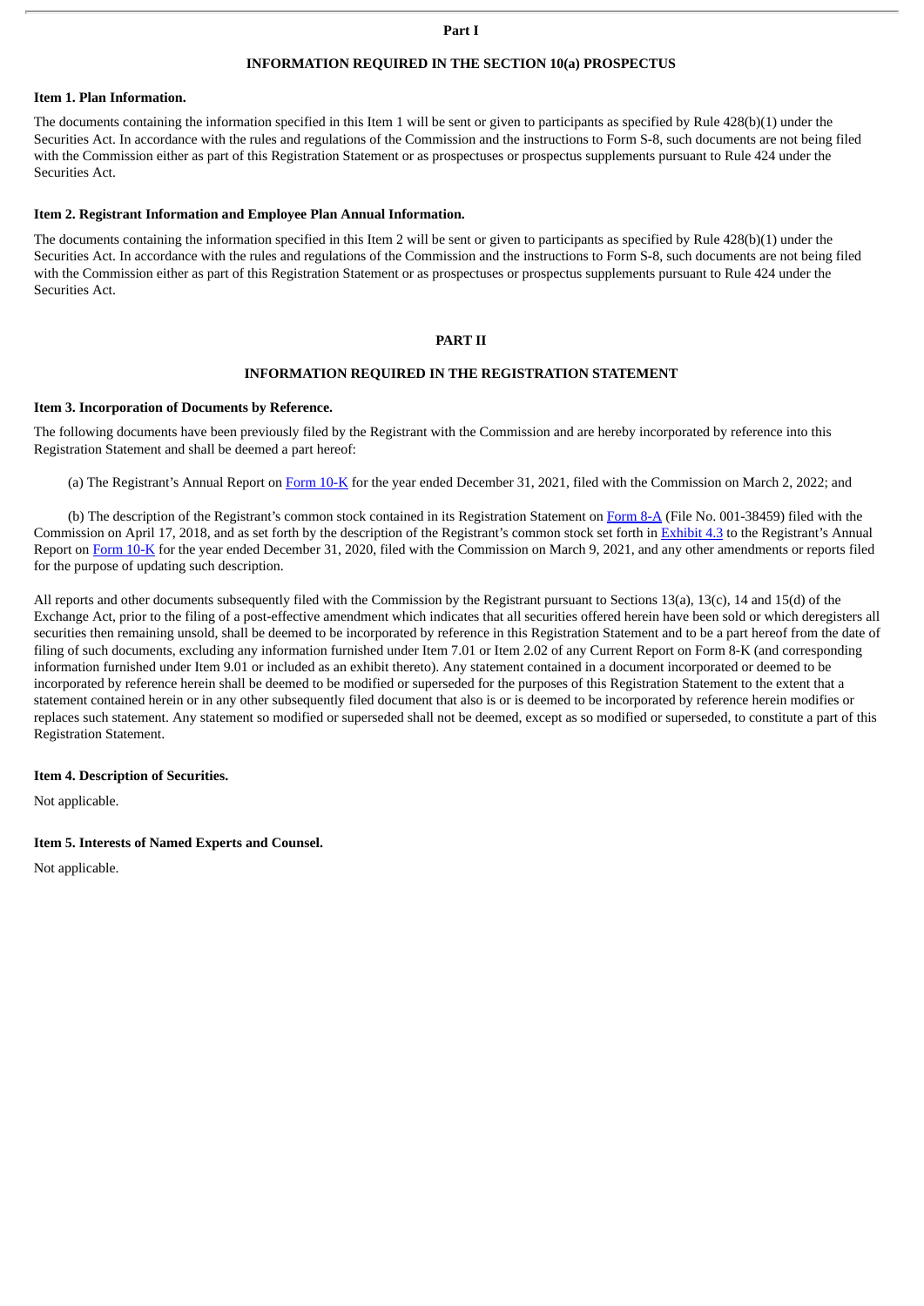# Part I

## INFORMATION REQUIRED IN THE SECTION 10(a) PROSPECTUS

### Item 1. Plan Information.

The documents containing the information specified in this Item 1 will be sent or given to participants as specified by Rule 428(b)(1) under the Securities Act. In accordance with the rules and regulations of the Commission and the instructions to Form S-8, such documents are not being filed with the Commission either as part of this Registration Statement or as prospectuses or prospectus supplements pursuant to Rule 424 under the Securities Act.

### Item 2. Registrant Information and Employee Plan Annual Information.

The documents containing the information specified in this Item 2 will be sent or given to participants as specified by Rule 428(b)(1) under the Securities Act. In accordance with the rules and regulations of the Commission and the instructions to Form S-8, such documents are not being filed with the Commission either as part of this Registration Statement or as prospectuses or prospectus supplements pursuant to Rule 424 under the Securities Act.

# PART II

## INFORMATION REQUIRED IN THE REGISTRATION STATEMENT

### Item 3. Incorporation of Documents by Reference.

The following documents have been previously filed by the Registrant with the Commission and are hereby incorporated by reference into this Registration Statement and shall be deemed a part hereof:

(a) The Registrant's Annual Report on Form 10-K for the year ended December 31, 2021, filed with the Commission on March 2, 2022; and

(b) The description of the Registrant's common stock contained in its Registration Statement on Form 8-A (File No. 001-38459) filed with the Commission on April 17, 2018, and as set forth by the description of the Registrant's common stock set forth in Exhibit 4.3 to the Registrant's Annual Report on Form 10-K for the year ended December 31, 2020, filed with the Commission on March 9, 2021, and any other amendments or reports filed for the purpose of updating such description.

All reports and other documents subsequently filed with the Commission by the Registrant pursuant to Sections 13(a), 13(c), 14 and 15(d) of the Exchange Act, prior to the filing of a post-effective amendment which indicates that all securities offered herein have been sold or which deregisters all securities then remaining unsold, shall be deemed to be incorporated by reference in this Registration Statement and to be a part hereof from the date of filing of such documents, excluding any information furnished under Item 7.01 or Item 2.02 of any Current Report on Form 8-K (and corresponding information furnished under Item 9.01 or included as an exhibit thereto). Any statement contained in a document incorporated or deemed to be incorporated by reference herein shall be deemed to be modified or superseded for the purposes of this Registration Statement to the extent that a statement contained herein or in any other subsequently filed document that also is or is deemed to be incorporated by reference herein modifies or replaces such statement. Any statement so modified or superseded shall not be deemed, except as so modified or superseded, to constitute a part of this Registration Statement.

### Item 4. Description of Securities.

Not applicable.

### Item 5. Interests of Named Experts and Counsel.

Not applicable.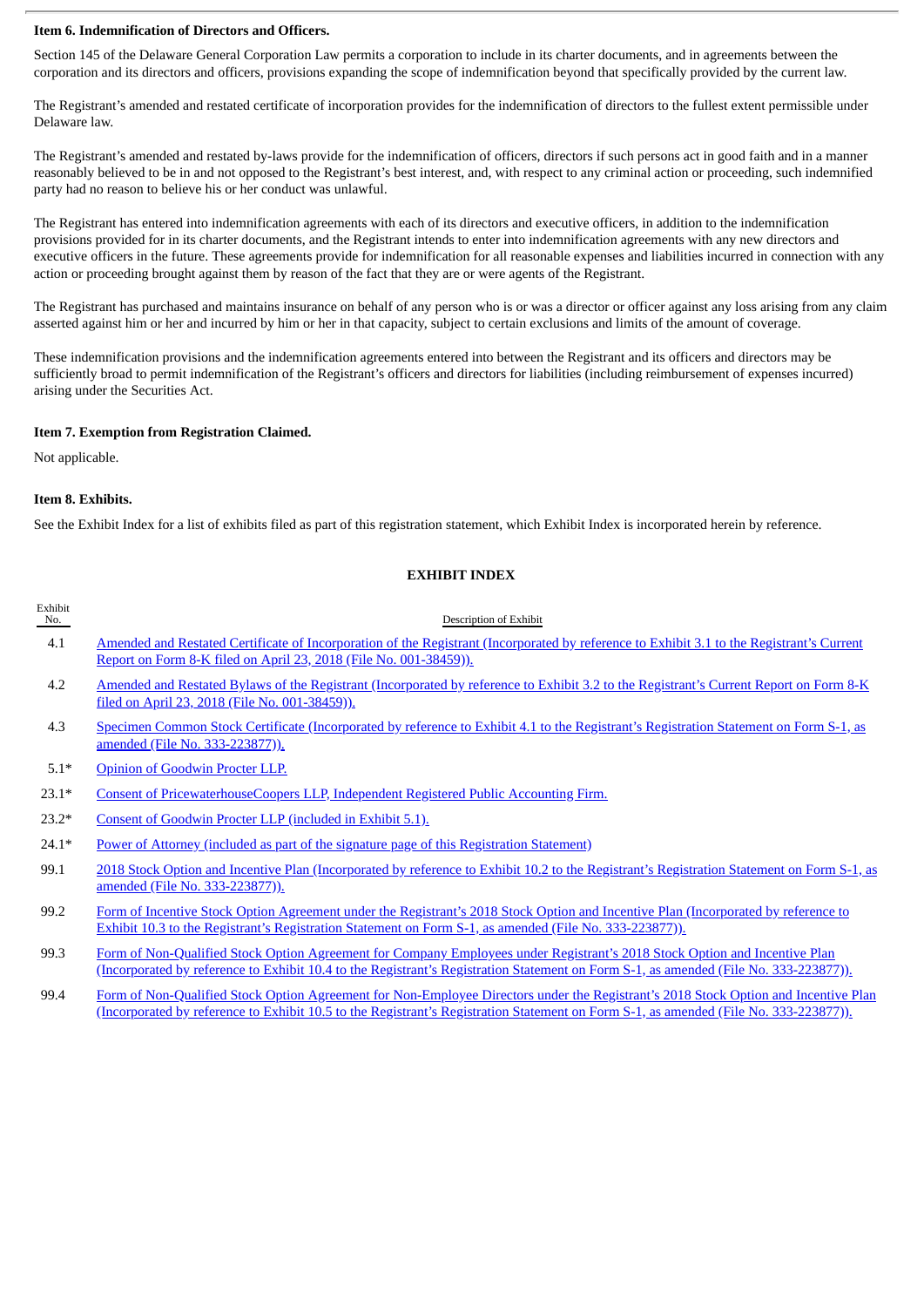**Item 6. Indemnification of Directors and Officers.**

Section 145 of the Delaware General Corporation Law permits a corporation to include in its charter documents, and in agreements between the corporation and its directors and officers, provisions expanding the scope of indemnification beyond that specifically provided by the current law.

The Registrant's amended and restated certificate of incorporation provides for the indemnification of directors to the fullest extent permissible under Delaware law.

The Registrant's amended and restated by-laws provide for the indemnification of officers, directors if such persons act in good faith and in a manner reasonably believed to be in and not opposed to the Registrant's best interest, and, with respect to any criminal action or proceeding, such indemnified party had no reason to believe his or her conduct was unlawful.

The Registrant has entered into indemnification agreements with each of its directors and executive officers, in addition to the indemnification provisions provided for in its charter documents, and the Registrant intends to enter into indemnification agreements with any new directors and executive officers in the future. These agreements provide for indemnification for all reasonable expenses and liabilities incurred in connection with any action or proceeding brought against them by reason of the fact that they are or were agents of the Registrant.

The Registrant has purchased and maintains insurance on behalf of any person who is or was a director or officer against any loss arising from any claim asserted against him or her and incurred by him or her in that capacity, subject to certain exclusions and limits of the amount of coverage.

These indemnification provisions and the indemnification agreements entered into between the Registrant and its officers and directors may be sufficiently broad to permit indemnification of the Registrant's officers and directors for liabilities (including reimbursement of expenses incurred) arising under the Securities Act.

**Item 7. Exemption from Registration Claimed.**

Not applicable.

**Item 8. Exhibits.**

See the Exhibit Index for a list of exhibits filed as part of this registration statement, which Exhibit Index is incorporated herein by reference.

**EXHIBIT INDEX**

| Exhibit No. | Description of Exhibit |
|---|---|
| 4.1 | Amended and Restated Certificate of Incorporation of the Registrant (Incorporated by reference to Exhibit 3.1 to the Registrant's Current Report on Form 8-K filed on April 23, 2018 (File No. 001-38459)). |
| 4.2 | Amended and Restated Bylaws of the Registrant (Incorporated by reference to Exhibit 3.2 to the Registrant's Current Report on Form 8-K filed on April 23, 2018 (File No. 001-38459)). |
| 4.3 | Specimen Common Stock Certificate (Incorporated by reference to Exhibit 4.1 to the Registrant's Registration Statement on Form S-1, as amended (File No. 333-223877)). |
| 5.1* | Opinion of Goodwin Procter LLP. |
| 23.1* | Consent of PricewaterhouseCoopers LLP, Independent Registered Public Accounting Firm. |
| 23.2* | Consent of Goodwin Procter LLP (included in Exhibit 5.1). |
| 24.1* | Power of Attorney (included as part of the signature page of this Registration Statement) |
| 99.1 | 2018 Stock Option and Incentive Plan (Incorporated by reference to Exhibit 10.2 to the Registrant's Registration Statement on Form S-1, as amended (File No. 333-223877)). |
| 99.2 | Form of Incentive Stock Option Agreement under the Registrant's 2018 Stock Option and Incentive Plan (Incorporated by reference to Exhibit 10.3 to the Registrant's Registration Statement on Form S-1, as amended (File No. 333-223877)). |
| 99.3 | Form of Non-Qualified Stock Option Agreement for Company Employees under Registrant's 2018 Stock Option and Incentive Plan (Incorporated by reference to Exhibit 10.4 to the Registrant's Registration Statement on Form S-1, as amended (File No. 333-223877)). |
| 99.4 | Form of Non-Qualified Stock Option Agreement for Non-Employee Directors under the Registrant's 2018 Stock Option and Incentive Plan (Incorporated by reference to Exhibit 10.5 to the Registrant's Registration Statement on Form S-1, as amended (File No. 333-223877)). |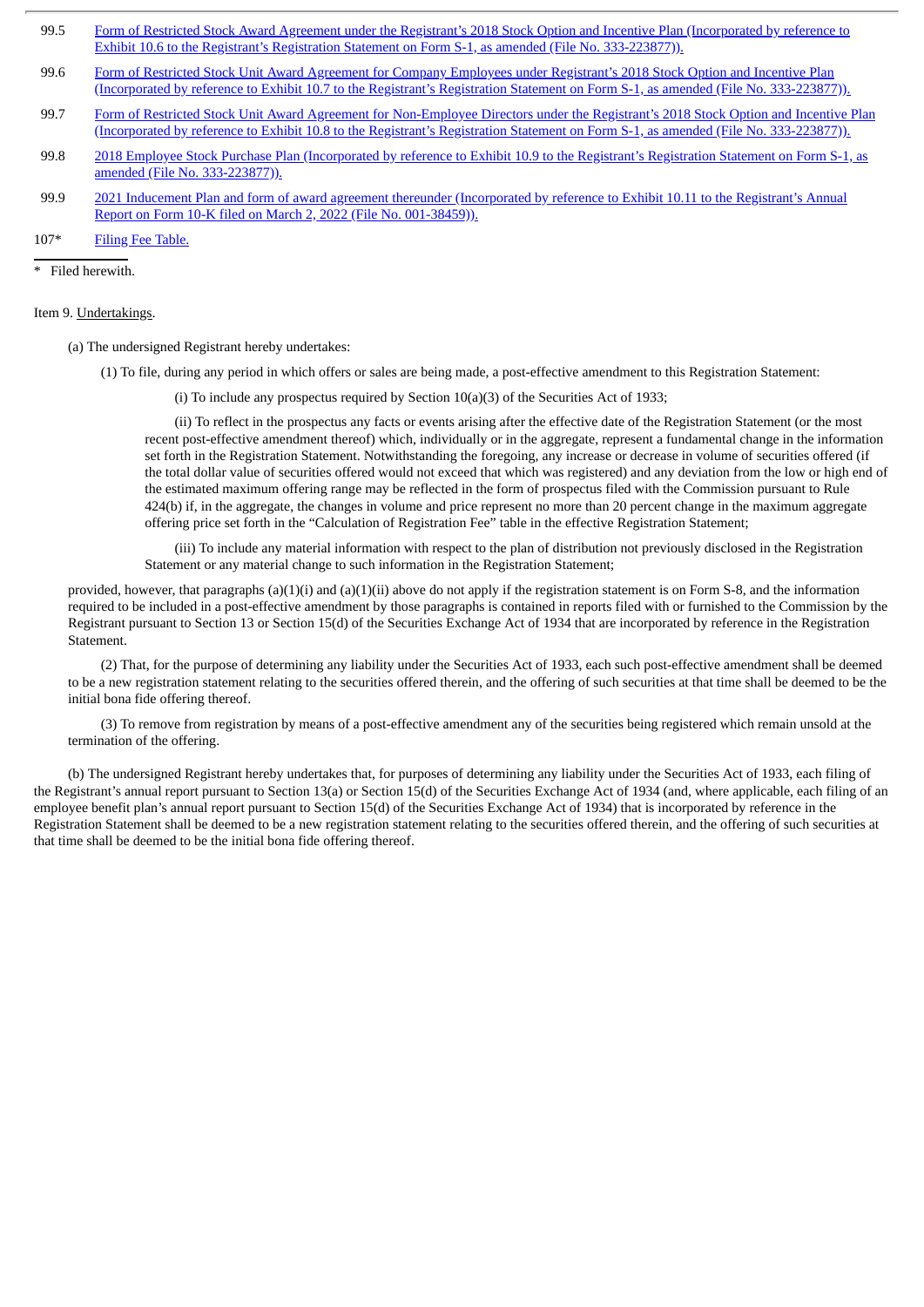| | |
|---|---|
| 99.5 | Form of Restricted Stock Award Agreement under the Registrant's 2018 Stock Option and Incentive Plan (Incorporated by reference to Exhibit 10.6 to the Registrant's Registration Statement on Form S-1, as amended (File No. 333-223877)). |
| 99.6 | Form of Restricted Stock Unit Award Agreement for Company Employees under Registrant's 2018 Stock Option and Incentive Plan (Incorporated by reference to Exhibit 10.7 to the Registrant's Registration Statement on Form S-1, as amended (File No. 333-223877)). |
| 99.7 | Form of Restricted Stock Unit Award Agreement for Non-Employee Directors under the Registrant's 2018 Stock Option and Incentive Plan (Incorporated by reference to Exhibit 10.8 to the Registrant's Registration Statement on Form S-1, as amended (File No. 333-223877)). |
| 99.8 | 2018 Employee Stock Purchase Plan (Incorporated by reference to Exhibit 10.9 to the Registrant's Registration Statement on Form S-1, as amended (File No. 333-223877)). |
| 99.9 | 2021 Inducement Plan and form of award agreement thereunder (Incorporated by reference to Exhibit 10.11 to the Registrant's Annual Report on Form 10-K filed on March 2, 2022 (File No. 001-38459)). |
| 107* | Filing Fee Table. |

\* Filed herewith.

Item 9. Undertakings.

(a) The undersigned Registrant hereby undertakes:

(1) To file, during any period in which offers or sales are being made, a post-effective amendment to this Registration Statement:

(i) To include any prospectus required by Section 10(a)(3) of the Securities Act of 1933;

(ii) To reflect in the prospectus any facts or events arising after the effective date of the Registration Statement (or the most recent post-effective amendment thereof) which, individually or in the aggregate, represent a fundamental change in the information set forth in the Registration Statement. Notwithstanding the foregoing, any increase or decrease in volume of securities offered (if the total dollar value of securities offered would not exceed that which was registered) and any deviation from the low or high end of the estimated maximum offering range may be reflected in the form of prospectus filed with the Commission pursuant to Rule 424(b) if, in the aggregate, the changes in volume and price represent no more than 20 percent change in the maximum aggregate offering price set forth in the "Calculation of Registration Fee" table in the effective Registration Statement;

(iii) To include any material information with respect to the plan of distribution not previously disclosed in the Registration Statement or any material change to such information in the Registration Statement;

provided, however, that paragraphs (a)(1)(i) and (a)(1)(ii) above do not apply if the registration statement is on Form S-8, and the information required to be included in a post-effective amendment by those paragraphs is contained in reports filed with or furnished to the Commission by the Registrant pursuant to Section 13 or Section 15(d) of the Securities Exchange Act of 1934 that are incorporated by reference in the Registration Statement.

(2) That, for the purpose of determining any liability under the Securities Act of 1933, each such post-effective amendment shall be deemed to be a new registration statement relating to the securities offered therein, and the offering of such securities at that time shall be deemed to be the initial bona fide offering thereof.

(3) To remove from registration by means of a post-effective amendment any of the securities being registered which remain unsold at the termination of the offering.

(b) The undersigned Registrant hereby undertakes that, for purposes of determining any liability under the Securities Act of 1933, each filing of the Registrant's annual report pursuant to Section 13(a) or Section 15(d) of the Securities Exchange Act of 1934 (and, where applicable, each filing of an employee benefit plan's annual report pursuant to Section 15(d) of the Securities Exchange Act of 1934) that is incorporated by reference in the Registration Statement shall be deemed to be a new registration statement relating to the securities offered therein, and the offering of such securities at that time shall be deemed to be the initial bona fide offering thereof.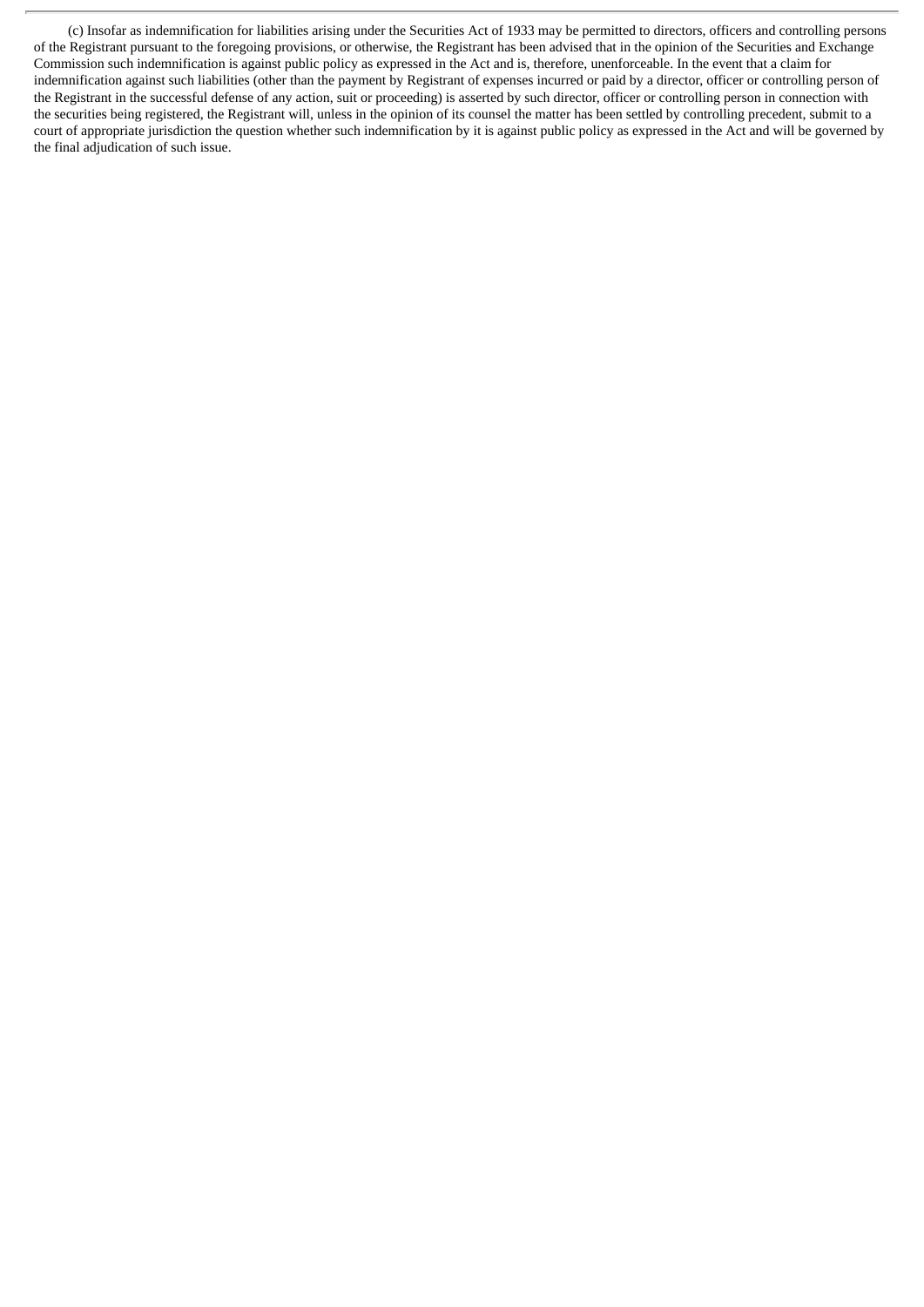(c) Insofar as indemnification for liabilities arising under the Securities Act of 1933 may be permitted to directors, officers and controlling persons of the Registrant pursuant to the foregoing provisions, or otherwise, the Registrant has been advised that in the opinion of the Securities and Exchange Commission such indemnification is against public policy as expressed in the Act and is, therefore, unenforceable. In the event that a claim for indemnification against such liabilities (other than the payment by Registrant of expenses incurred or paid by a director, officer or controlling person of the Registrant in the successful defense of any action, suit or proceeding) is asserted by such director, officer or controlling person in connection with the securities being registered, the Registrant will, unless in the opinion of its counsel the matter has been settled by controlling precedent, submit to a court of appropriate jurisdiction the question whether such indemnification by it is against public policy as expressed in the Act and will be governed by the final adjudication of such issue.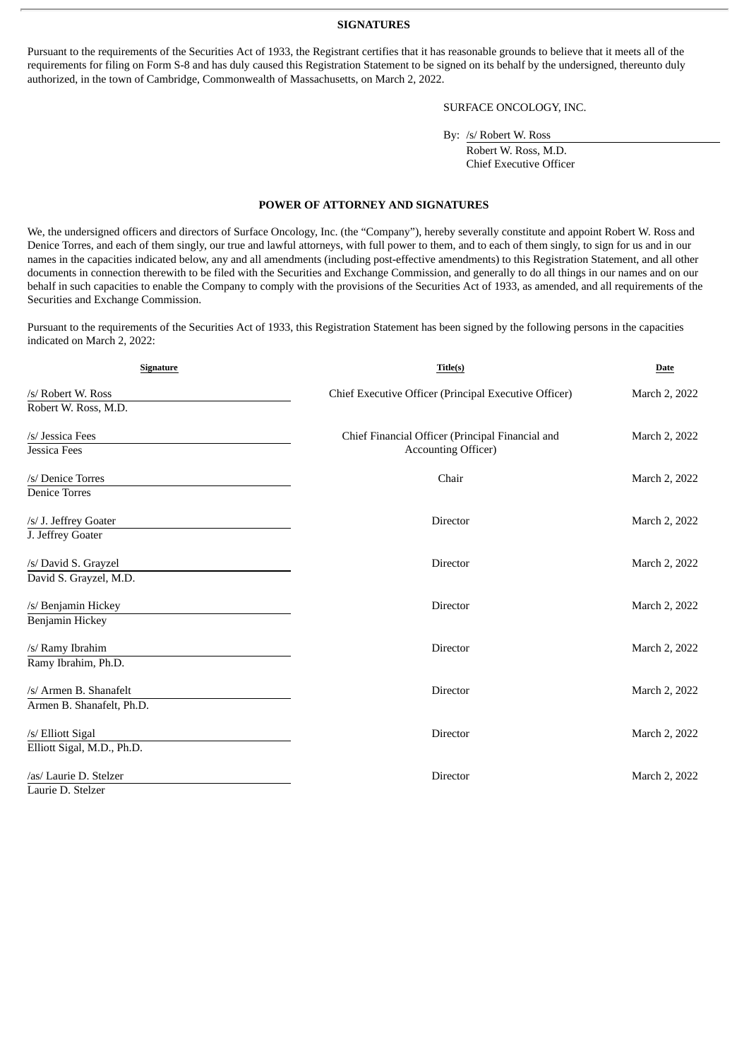**SIGNATURES**

Pursuant to the requirements of the Securities Act of 1933, the Registrant certifies that it has reasonable grounds to believe that it meets all of the requirements for filing on Form S-8 and has duly caused this Registration Statement to be signed on its behalf by the undersigned, thereunto duly authorized, in the town of Cambridge, Commonwealth of Massachusetts, on March 2, 2022.

SURFACE ONCOLOGY, INC.

By: /s/ Robert W. Ross
Robert W. Ross, M.D.
Chief Executive Officer

**POWER OF ATTORNEY AND SIGNATURES**

We, the undersigned officers and directors of Surface Oncology, Inc. (the "Company"), hereby severally constitute and appoint Robert W. Ross and Denice Torres, and each of them singly, our true and lawful attorneys, with full power to them, and to each of them singly, to sign for us and in our names in the capacities indicated below, any and all amendments (including post-effective amendments) to this Registration Statement, and all other documents in connection therewith to be filed with the Securities and Exchange Commission, and generally to do all things in our names and on our behalf in such capacities to enable the Company to comply with the provisions of the Securities Act of 1933, as amended, and all requirements of the Securities and Exchange Commission.

Pursuant to the requirements of the Securities Act of 1933, this Registration Statement has been signed by the following persons in the capacities indicated on March 2, 2022:

| Signature | Title(s) | Date |
|---|---|---|
| /s/ Robert W. Ross<br>Robert W. Ross, M.D. | Chief Executive Officer (Principal Executive Officer) | March 2, 2022 |
| /s/ Jessica Fees<br>Jessica Fees | Chief Financial Officer (Principal Financial and Accounting Officer) | March 2, 2022 |
| /s/ Denice Torres<br>Denice Torres | Chair | March 2, 2022 |
| /s/ J. Jeffrey Goater<br>J. Jeffrey Goater | Director | March 2, 2022 |
| /s/ David S. Grayzel<br>David S. Grayzel, M.D. | Director | March 2, 2022 |
| /s/ Benjamin Hickey<br>Benjamin Hickey | Director | March 2, 2022 |
| /s/ Ramy Ibrahim<br>Ramy Ibrahim, Ph.D. | Director | March 2, 2022 |
| /s/ Armen B. Shanafelt<br>Armen B. Shanafelt, Ph.D. | Director | March 2, 2022 |
| /s/ Elliott Sigal<br>Elliott Sigal, M.D., Ph.D. | Director | March 2, 2022 |
| /as/ Laurie D. Stelzer<br>Laurie D. Stelzer | Director | March 2, 2022 |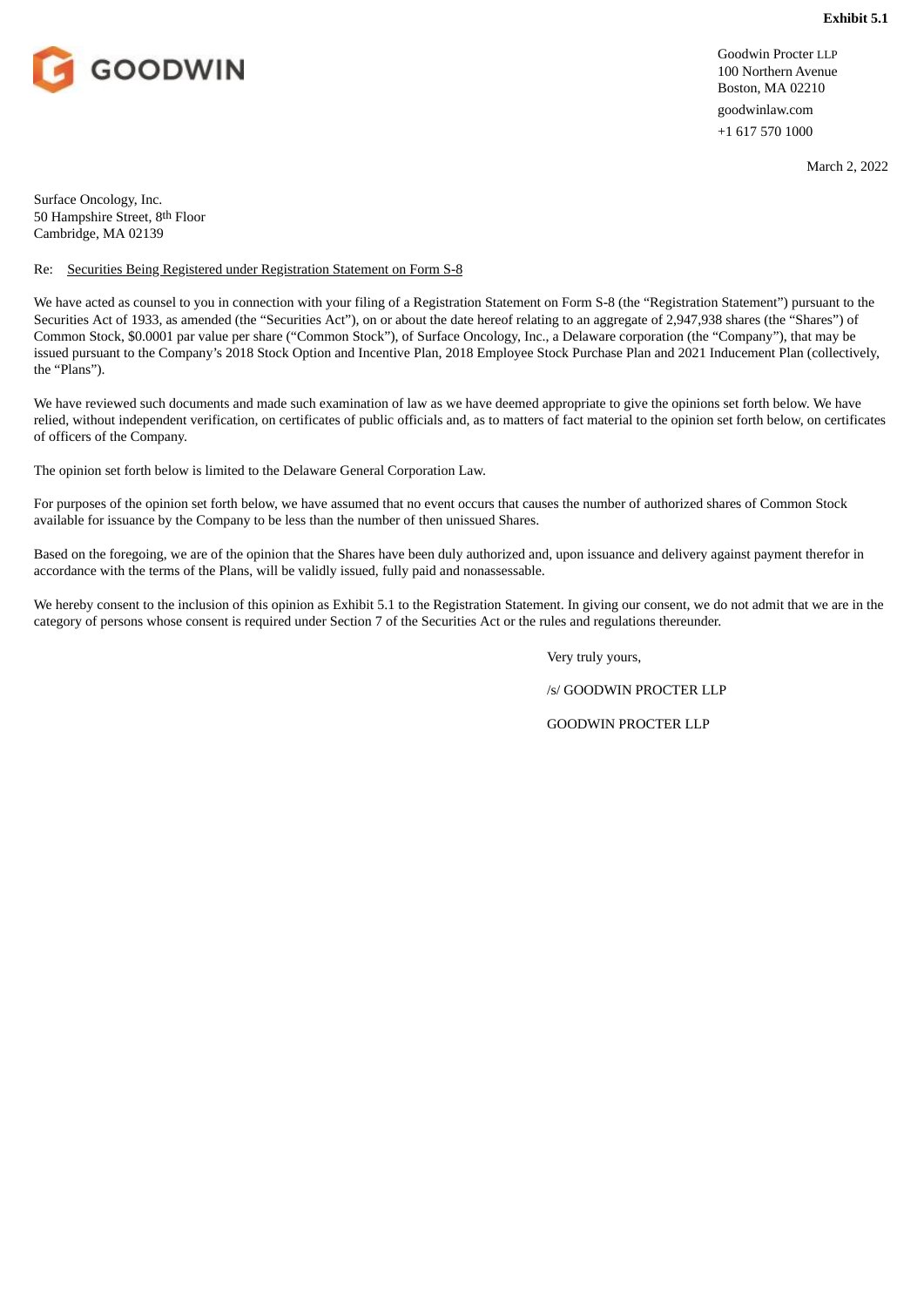**Exhibit 5.1**

GOODWIN

Goodwin Procter LLP
100 Northern Avenue
Boston, MA 02210
goodwinlaw.com
+1 617 570 1000

March 2, 2022

Surface Oncology, Inc.
50 Hampshire Street, 8th Floor
Cambridge, MA 02139

Re: Securities Being Registered under Registration Statement on Form S-8

We have acted as counsel to you in connection with your filing of a Registration Statement on Form S-8 (the "Registration Statement") pursuant to the Securities Act of 1933, as amended (the "Securities Act"), on or about the date hereof relating to an aggregate of 2,947,938 shares (the "Shares") of Common Stock, $0.0001 par value per share ("Common Stock"), of Surface Oncology, Inc., a Delaware corporation (the "Company"), that may be issued pursuant to the Company's 2018 Stock Option and Incentive Plan, 2018 Employee Stock Purchase Plan and 2021 Inducement Plan (collectively, the "Plans").

We have reviewed such documents and made such examination of law as we have deemed appropriate to give the opinions set forth below. We have relied, without independent verification, on certificates of public officials and, as to matters of fact material to the opinion set forth below, on certificates of officers of the Company.

The opinion set forth below is limited to the Delaware General Corporation Law.

For purposes of the opinion set forth below, we have assumed that no event occurs that causes the number of authorized shares of Common Stock available for issuance by the Company to be less than the number of then unissued Shares.

Based on the foregoing, we are of the opinion that the Shares have been duly authorized and, upon issuance and delivery against payment therefor in accordance with the terms of the Plans, will be validly issued, fully paid and nonassessable.

We hereby consent to the inclusion of this opinion as Exhibit 5.1 to the Registration Statement. In giving our consent, we do not admit that we are in the category of persons whose consent is required under Section 7 of the Securities Act or the rules and regulations thereunder.

Very truly yours,

/s/ GOODWIN PROCTER LLP

GOODWIN PROCTER LLP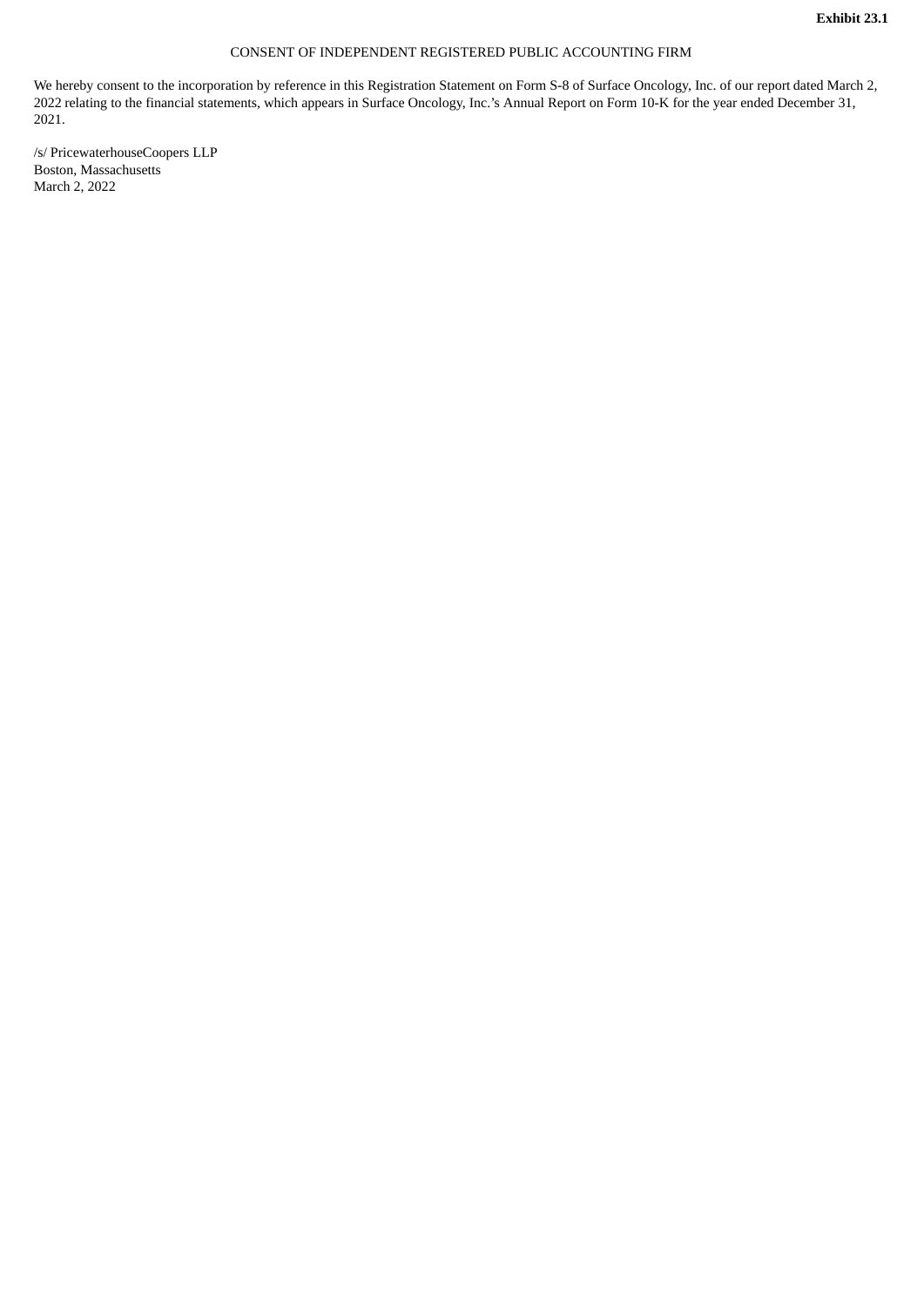**Exhibit 23.1**

CONSENT OF INDEPENDENT REGISTERED PUBLIC ACCOUNTING FIRM

We hereby consent to the incorporation by reference in this Registration Statement on Form S-8 of Surface Oncology, Inc. of our report dated March 2, 2022 relating to the financial statements, which appears in Surface Oncology, Inc.'s Annual Report on Form 10-K for the year ended December 31, 2021.

/s/ PricewaterhouseCoopers LLP
Boston, Massachusetts
March 2, 2022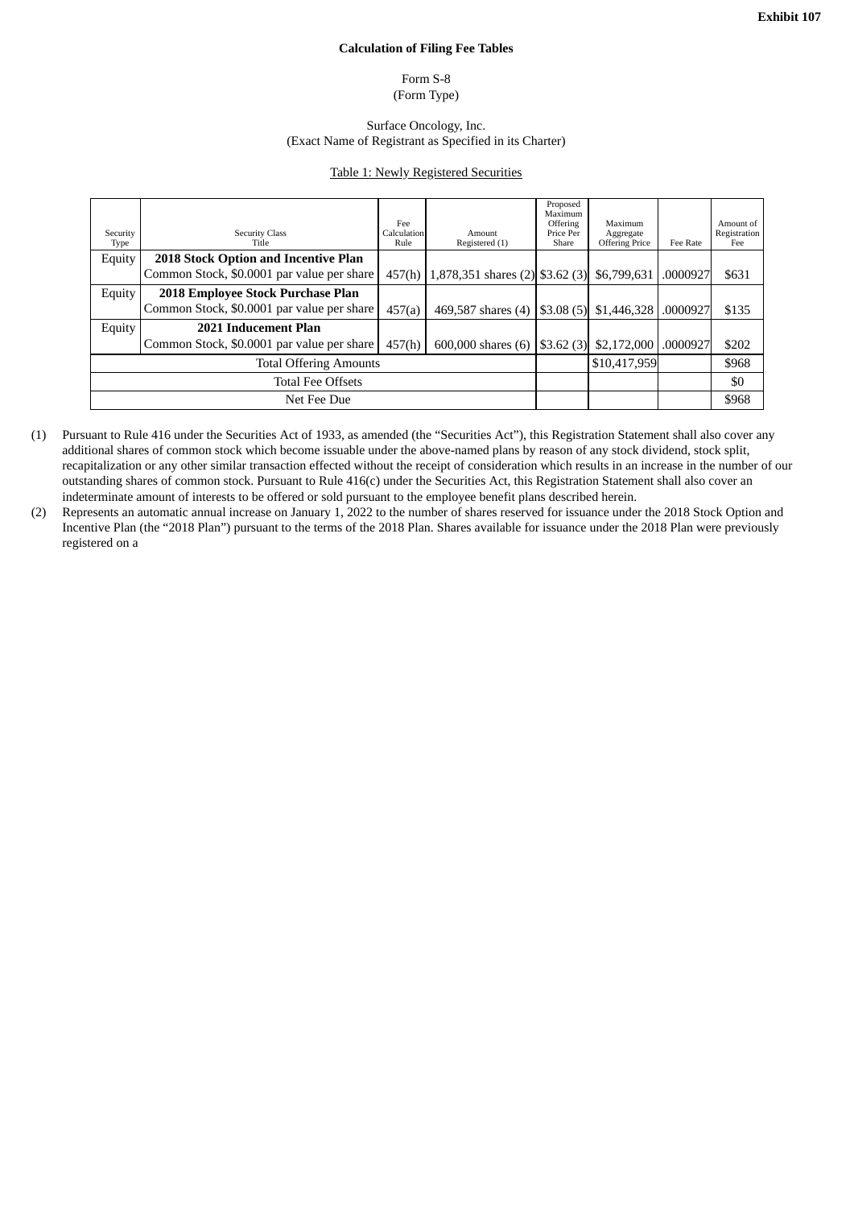**Exhibit 107**

**Calculation of Filing Fee Tables**

Form S-8
(Form Type)

Surface Oncology, Inc.
(Exact Name of Registrant as Specified in its Charter)

Table 1: Newly Registered Securities

| Security Type | Security Class Title | Fee Calculation Rule | Amount Registered (1) | Proposed Maximum Offering Price Per Share | Maximum Aggregate Offering Price | Fee Rate | Amount of Registration Fee |
|---|---|---|---|---|---|---|---|
| Equity | **2018 Stock Option and Incentive Plan** Common Stock, $0.0001 par value per share | 457(h) | 1,878,351 shares (2) | $3.62 (3) | $6,799,631 | .0000927 | $631 |
| Equity | **2018 Employee Stock Purchase Plan** Common Stock, $0.0001 par value per share | 457(a) | 469,587 shares (4) | $3.08 (5) | $1,446,328 | .0000927 | $135 |
| Equity | **2021 Inducement Plan** Common Stock, $0.0001 par value per share | 457(h) | 600,000 shares (6) | $3.62 (3) | $2,172,000 | .0000927 | $202 |
| Total Offering Amounts | | | | | $10,417,959 | | $968 |
| Total Fee Offsets | | | | | | | $0 |
| Net Fee Due | | | | | | | $968 |

(1) Pursuant to Rule 416 under the Securities Act of 1933, as amended (the "Securities Act"), this Registration Statement shall also cover any additional shares of common stock which become issuable under the above-named plans by reason of any stock dividend, stock split, recapitalization or any other similar transaction effected without the receipt of consideration which results in an increase in the number of our outstanding shares of common stock. Pursuant to Rule 416(c) under the Securities Act, this Registration Statement shall also cover an indeterminate amount of interests to be offered or sold pursuant to the employee benefit plans described herein.

(2) Represents an automatic annual increase on January 1, 2022 to the number of shares reserved for issuance under the 2018 Stock Option and Incentive Plan (the "2018 Plan") pursuant to the terms of the 2018 Plan. Shares available for issuance under the 2018 Plan were previously registered on a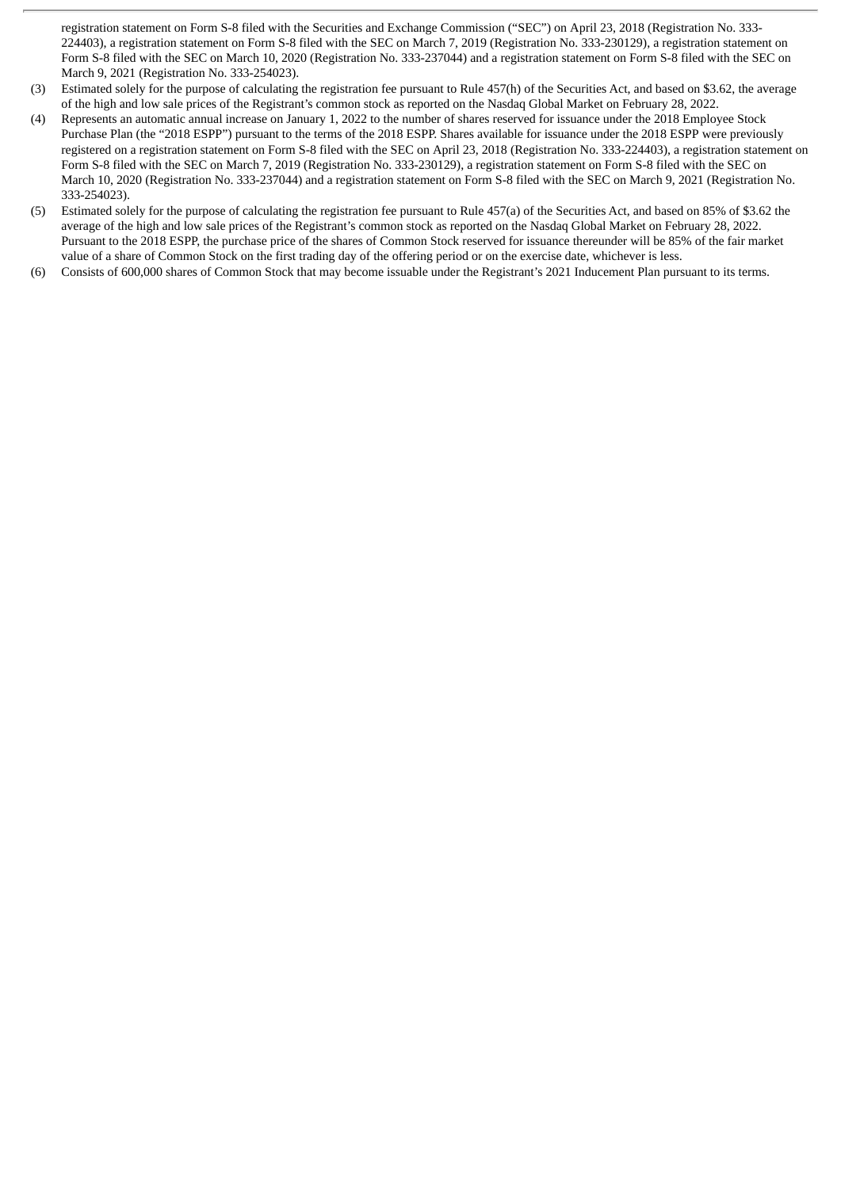registration statement on Form S-8 filed with the Securities and Exchange Commission ("SEC") on April 23, 2018 (Registration No. 333-224403), a registration statement on Form S-8 filed with the SEC on March 7, 2019 (Registration No. 333-230129), a registration statement on Form S-8 filed with the SEC on March 10, 2020 (Registration No. 333-237044) and a registration statement on Form S-8 filed with the SEC on March 9, 2021 (Registration No. 333-254023).

(3) Estimated solely for the purpose of calculating the registration fee pursuant to Rule 457(h) of the Securities Act, and based on $3.62, the average of the high and low sale prices of the Registrant's common stock as reported on the Nasdaq Global Market on February 28, 2022.

(4) Represents an automatic annual increase on January 1, 2022 to the number of shares reserved for issuance under the 2018 Employee Stock Purchase Plan (the "2018 ESPP") pursuant to the terms of the 2018 ESPP. Shares available for issuance under the 2018 ESPP were previously registered on a registration statement on Form S-8 filed with the SEC on April 23, 2018 (Registration No. 333-224403), a registration statement on Form S-8 filed with the SEC on March 7, 2019 (Registration No. 333-230129), a registration statement on Form S-8 filed with the SEC on March 10, 2020 (Registration No. 333-237044) and a registration statement on Form S-8 filed with the SEC on March 9, 2021 (Registration No. 333-254023).

(5) Estimated solely for the purpose of calculating the registration fee pursuant to Rule 457(a) of the Securities Act, and based on 85% of $3.62 the average of the high and low sale prices of the Registrant's common stock as reported on the Nasdaq Global Market on February 28, 2022. Pursuant to the 2018 ESPP, the purchase price of the shares of Common Stock reserved for issuance thereunder will be 85% of the fair market value of a share of Common Stock on the first trading day of the offering period or on the exercise date, whichever is less.

(6) Consists of 600,000 shares of Common Stock that may become issuable under the Registrant's 2021 Inducement Plan pursuant to its terms.